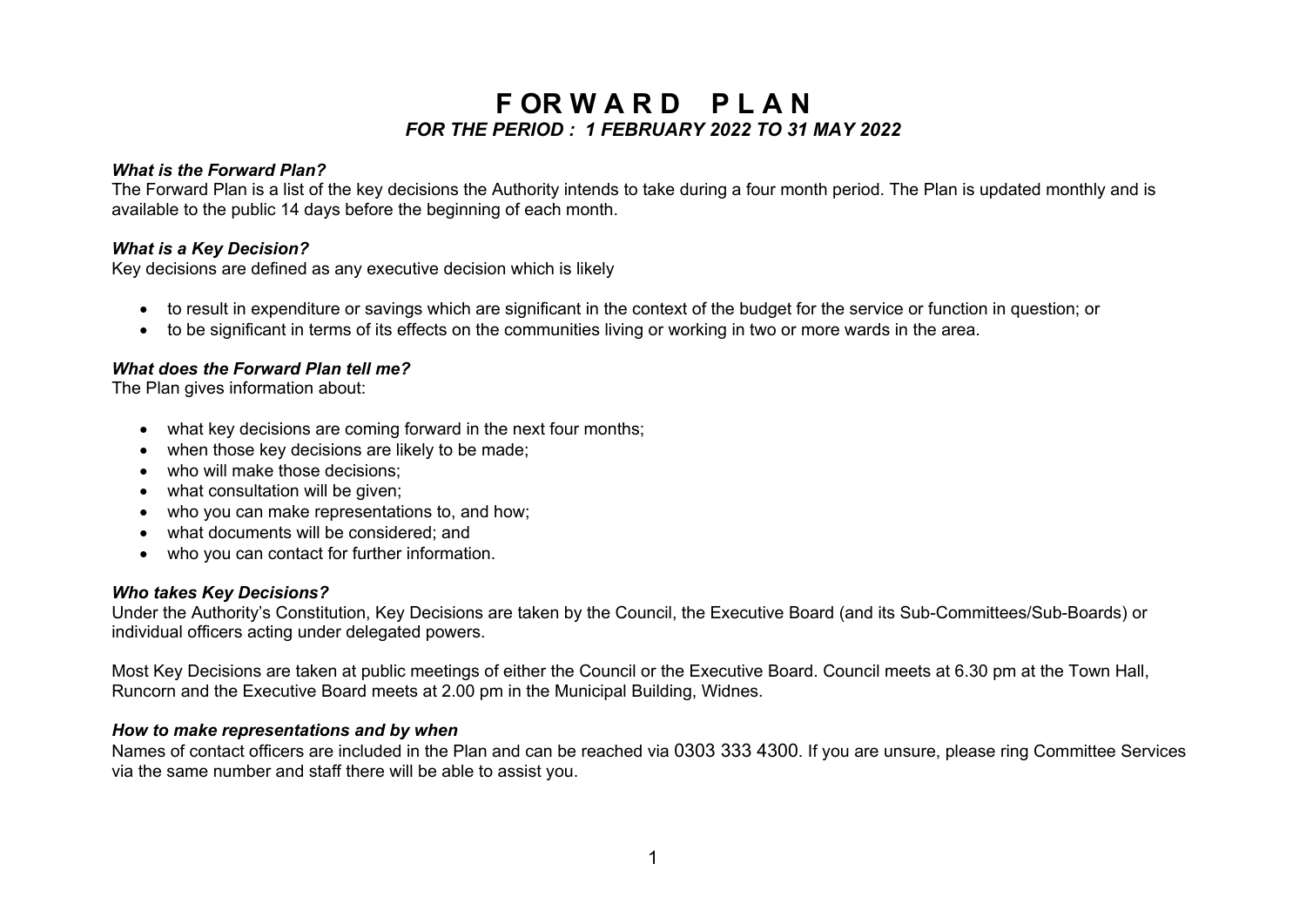# FORWARD PLAN

***FOR THE PERIOD : 1 FEBRUARY 2022 TO 31 MAY 2022***

***What is the Forward Plan?***

The Forward Plan is a list of the key decisions the Authority intends to take during a four month period. The Plan is updated monthly and is available to the public 14 days before the beginning of each month.

***What is a Key Decision?***

Key decisions are defined as any executive decision which is likely

- to result in expenditure or savings which are significant in the context of the budget for the service or function in question; or
- to be significant in terms of its effects on the communities living or working in two or more wards in the area.

***What does the Forward Plan tell me?***

The Plan gives information about:

- what key decisions are coming forward in the next four months;
- when those key decisions are likely to be made;
- who will make those decisions;
- what consultation will be given;
- who you can make representations to, and how;
- what documents will be considered; and
- who you can contact for further information.

***Who takes Key Decisions?***

Under the Authority's Constitution, Key Decisions are taken by the Council, the Executive Board (and its Sub-Committees/Sub-Boards) or individual officers acting under delegated powers.

Most Key Decisions are taken at public meetings of either the Council or the Executive Board. Council meets at 6.30 pm at the Town Hall, Runcorn and the Executive Board meets at 2.00 pm in the Municipal Building, Widnes.

***How to make representations and by when***

Names of contact officers are included in the Plan and can be reached via 0303 333 4300. If you are unsure, please ring Committee Services via the same number and staff there will be able to assist you.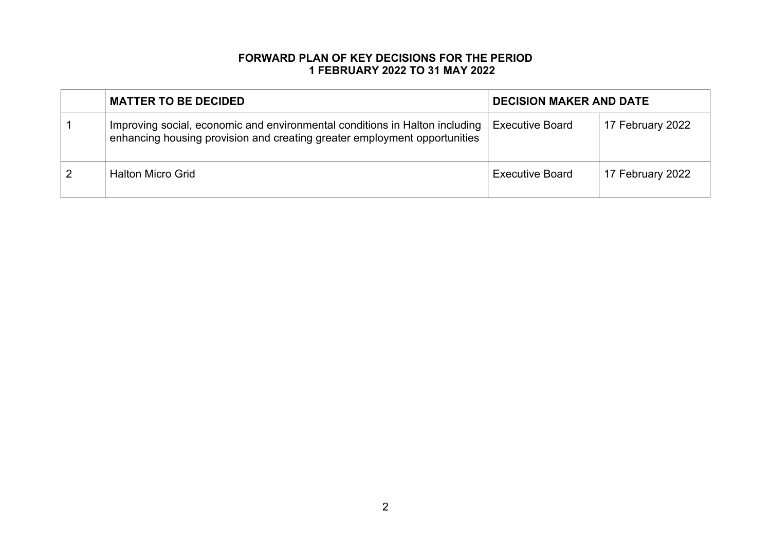**FORWARD PLAN OF KEY DECISIONS FOR THE PERIOD**
**1 FEBRUARY 2022 TO 31 MAY 2022**

| | **MATTER TO BE DECIDED** | **DECISION MAKER AND DATE** | |
|---|---|---|---|
| 1 | Improving social, economic and environmental conditions in Halton including enhancing housing provision and creating greater employment opportunities | Executive Board | 17 February 2022 |
| 2 | Halton Micro Grid | Executive Board | 17 February 2022 |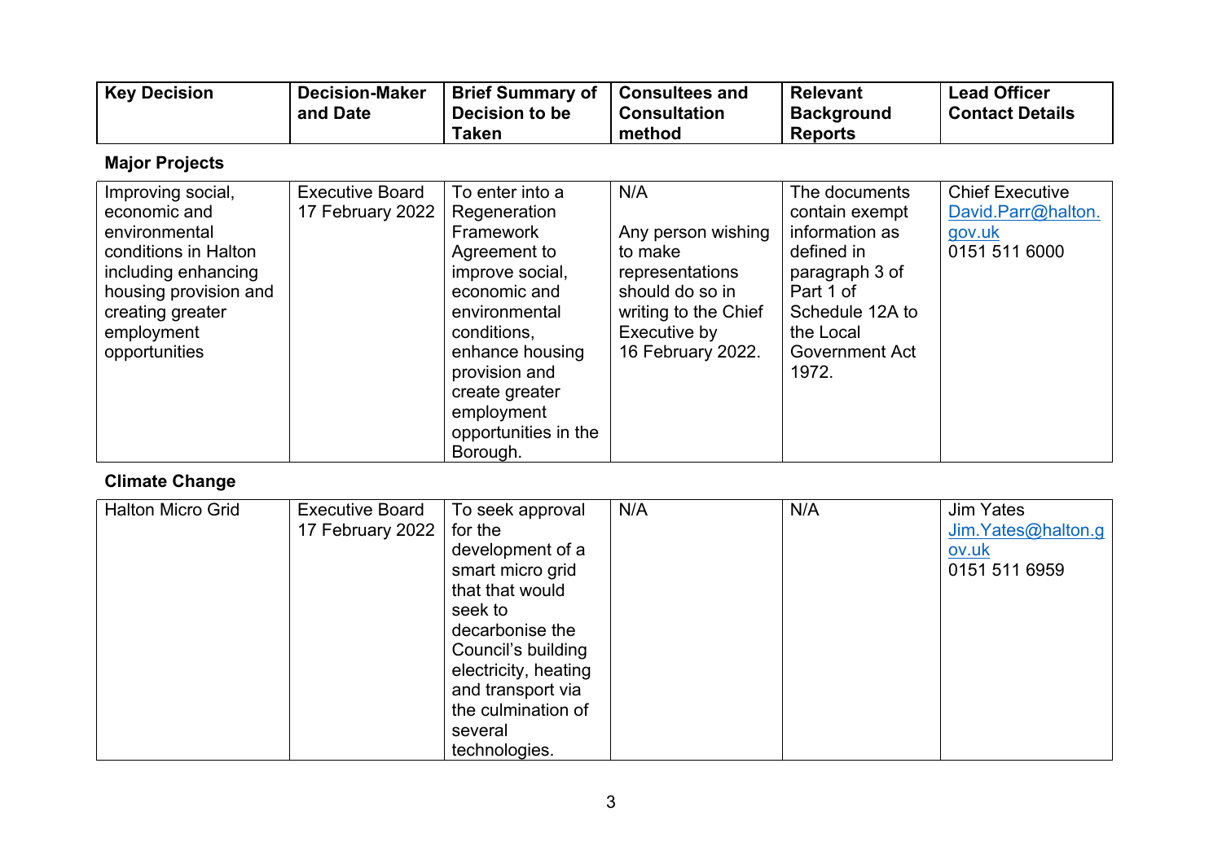| Key Decision | Decision-Maker and Date | Brief Summary of Decision to be Taken | Consultees and Consultation method | Relevant Background Reports | Lead Officer Contact Details |
|---|---|---|---|---|---|

**Major Projects**

| Key Decision | Decision-Maker and Date | Brief Summary of Decision to be Taken | Consultees and Consultation method | Relevant Background Reports | Lead Officer Contact Details |
|---|---|---|---|---|---|
| Improving social, economic and environmental conditions in Halton including enhancing housing provision and creating greater employment opportunities | Executive Board 17 February 2022 | To enter into a Regeneration Framework Agreement to improve social, economic and environmental conditions, enhance housing provision and create greater employment opportunities in the Borough. | N/A<br><br>Any person wishing to make representations should do so in writing to the Chief Executive by 16 February 2022. | The documents contain exempt information as defined in paragraph 3 of Part 1 of Schedule 12A to the Local Government Act 1972. | Chief Executive<br>David.Parr@halton.gov.uk<br>0151 511 6000 |

**Climate Change**

| Key Decision | Decision-Maker and Date | Brief Summary of Decision to be Taken | Consultees and Consultation method | Relevant Background Reports | Lead Officer Contact Details |
|---|---|---|---|---|---|
| Halton Micro Grid | Executive Board 17 February 2022 | To seek approval for the development of a smart micro grid that that would seek to decarbonise the Council's building electricity, heating and transport via the culmination of several technologies. | N/A | N/A | Jim Yates<br>Jim.Yates@halton.gov.uk<br>0151 511 6959 |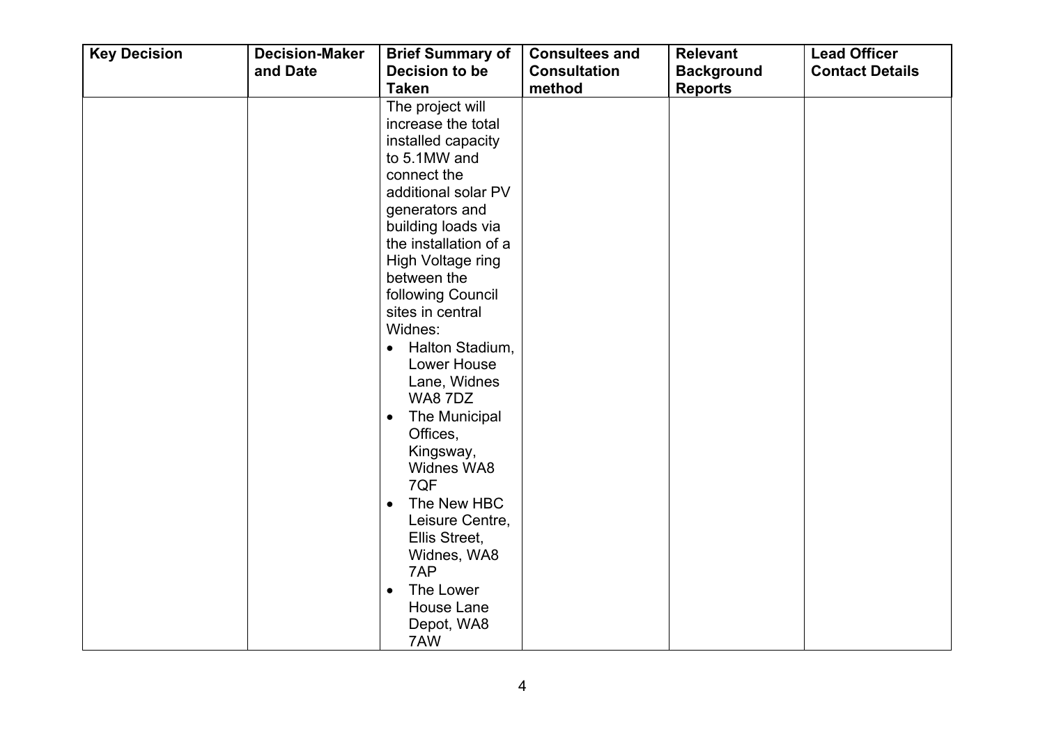| Key Decision | Decision-Maker and Date | Brief Summary of Decision to be Taken | Consultees and Consultation method | Relevant Background Reports | Lead Officer Contact Details |
|---|---|---|---|---|---|
| | | The project will increase the total installed capacity to 5.1MW and connect the additional solar PV generators and building loads via the installation of a High Voltage ring between the following Council sites in central Widnes:<br>• Halton Stadium, Lower House Lane, Widnes WA8 7DZ<br>• The Municipal Offices, Kingsway, Widnes WA8 7QF<br>• The New HBC Leisure Centre, Ellis Street, Widnes, WA8 7AP<br>• The Lower House Lane Depot, WA8 7AW | | | |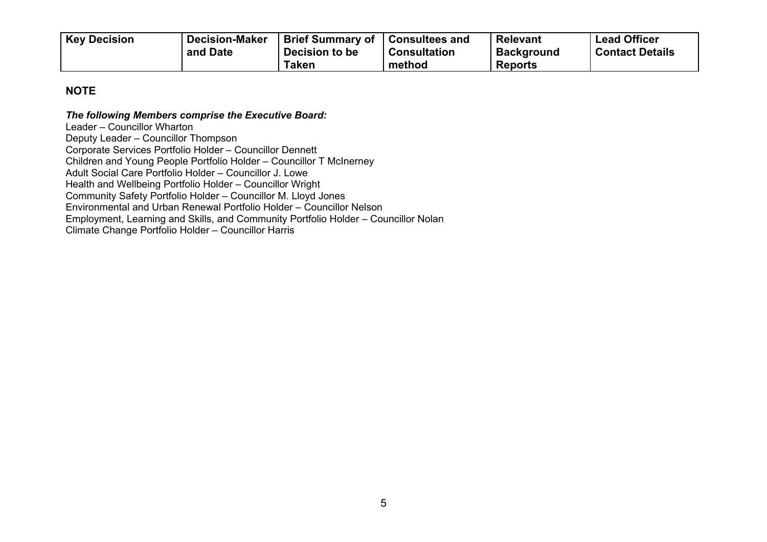| Key Decision | Decision-Maker and Date | Brief Summary of Decision to be Taken | Consultees and Consultation method | Relevant Background Reports | Lead Officer Contact Details |
|---|---|---|---|---|---|

**NOTE**

***The following Members comprise the Executive Board:***

Leader – Councillor Wharton
Deputy Leader – Councillor Thompson
Corporate Services Portfolio Holder – Councillor Dennett
Children and Young People Portfolio Holder – Councillor T McInerney
Adult Social Care Portfolio Holder – Councillor J. Lowe
Health and Wellbeing Portfolio Holder – Councillor Wright
Community Safety Portfolio Holder – Councillor M. Lloyd Jones
Environmental and Urban Renewal Portfolio Holder – Councillor Nelson
Employment, Learning and Skills, and Community Portfolio Holder – Councillor Nolan
Climate Change Portfolio Holder – Councillor Harris